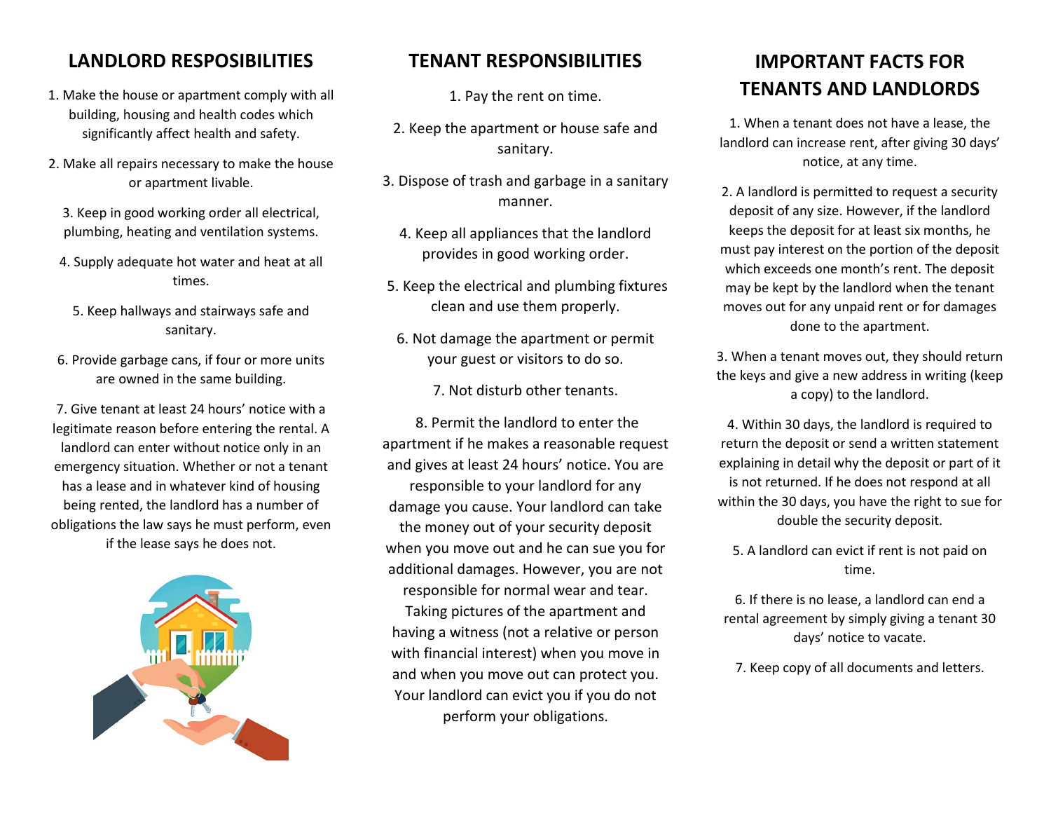## LANDLORD RESPOSIBILITIES

1. Make the house or apartment comply with all building, housing and health codes which significantly affect health and safety.
2. Make all repairs necessary to make the house or apartment livable.
3. Keep in good working order all electrical, plumbing, heating and ventilation systems.
4. Supply adequate hot water and heat at all times.
5. Keep hallways and stairways safe and sanitary.
6. Provide garbage cans, if four or more units are owned in the same building.
7. Give tenant at least 24 hours' notice with a legitimate reason before entering the rental. A landlord can enter without notice only in an emergency situation. Whether or not a tenant has a lease and in whatever kind of housing being rented, the landlord has a number of obligations the law says he must perform, even if the lease says he does not.

## TENANT RESPONSIBILITIES

1. Pay the rent on time.
2. Keep the apartment or house safe and sanitary.
3. Dispose of trash and garbage in a sanitary manner.
4. Keep all appliances that the landlord provides in good working order.
5. Keep the electrical and plumbing fixtures clean and use them properly.
6. Not damage the apartment or permit your guest or visitors to do so.
7. Not disturb other tenants.
8. Permit the landlord to enter the apartment if he makes a reasonable request and gives at least 24 hours' notice. You are responsible to your landlord for any damage you cause. Your landlord can take the money out of your security deposit when you move out and he can sue you for additional damages. However, you are not responsible for normal wear and tear. Taking pictures of the apartment and having a witness (not a relative or person with financial interest) when you move in and when you move out can protect you. Your landlord can evict you if you do not perform your obligations.

## IMPORTANT FACTS FOR TENANTS AND LANDLORDS

1. When a tenant does not have a lease, the landlord can increase rent, after giving 30 days' notice, at any time.
2. A landlord is permitted to request a security deposit of any size. However, if the landlord keeps the deposit for at least six months, he must pay interest on the portion of the deposit which exceeds one month's rent. The deposit may be kept by the landlord when the tenant moves out for any unpaid rent or for damages done to the apartment.
3. When a tenant moves out, they should return the keys and give a new address in writing (keep a copy) to the landlord.
4. Within 30 days, the landlord is required to return the deposit or send a written statement explaining in detail why the deposit or part of it is not returned. If he does not respond at all within the 30 days, you have the right to sue for double the security deposit.
5. A landlord can evict if rent is not paid on time.
6. If there is no lease, a landlord can end a rental agreement by simply giving a tenant 30 days' notice to vacate.
7. Keep copy of all documents and letters.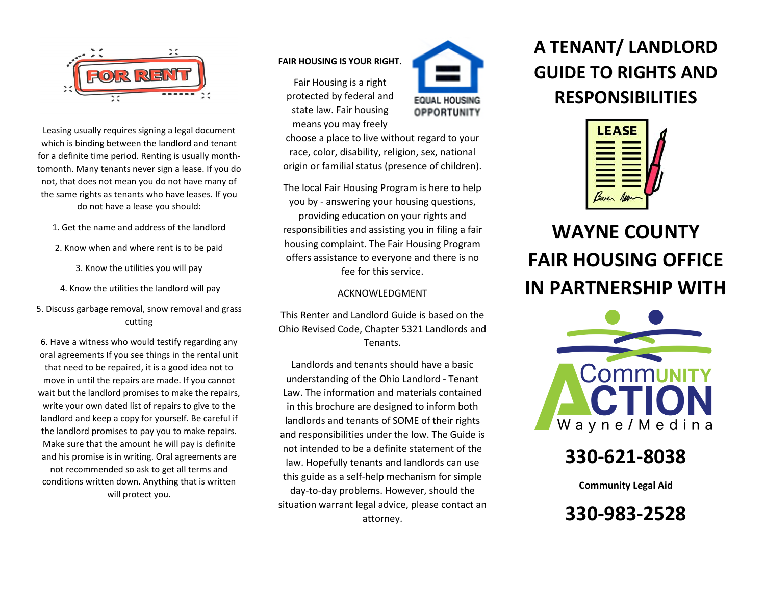Leasing usually requires signing a legal document which is binding between the landlord and tenant for a definite time period. Renting is usually month-tomonth. Many tenants never sign a lease. If you do not, that does not mean you do not have many of the same rights as tenants who have leases. If you do not have a lease you should:

1. Get the name and address of the landlord
2. Know when and where rent is to be paid
3. Know the utilities you will pay
4. Know the utilities the landlord will pay
5. Discuss garbage removal, snow removal and grass cutting
6. Have a witness who would testify regarding any oral agreements If you see things in the rental unit that need to be repaired, it is a good idea not to move in until the repairs are made. If you cannot wait but the landlord promises to make the repairs, write your own dated list of repairs to give to the landlord and keep a copy for yourself. Be careful if the landlord promises to pay you to make repairs. Make sure that the amount he will pay is definite and his promise is in writing. Oral agreements are not recommended so ask to get all terms and conditions written down. Anything that is written will protect you.

**FAIR HOUSING IS YOUR RIGHT.**

Fair Housing is a right protected by federal and state law. Fair housing means you may freely choose a place to live without regard to your race, color, disability, religion, sex, national origin or familial status (presence of children).

The local Fair Housing Program is here to help you by - answering your housing questions, providing education on your rights and responsibilities and assisting you in filing a fair housing complaint. The Fair Housing Program offers assistance to everyone and there is no fee for this service.

ACKNOWLEDGMENT

This Renter and Landlord Guide is based on the Ohio Revised Code, Chapter 5321 Landlords and Tenants.

Landlords and tenants should have a basic understanding of the Ohio Landlord - Tenant Law. The information and materials contained in this brochure are designed to inform both landlords and tenants of SOME of their rights and responsibilities under the low. The Guide is not intended to be a definite statement of the law. Hopefully tenants and landlords can use this guide as a self-help mechanism for simple day-to-day problems. However, should the situation warrant legal advice, please contact an attorney.

# A TENANT/ LANDLORD GUIDE TO RIGHTS AND RESPONSIBILITIES

# WAYNE COUNTY FAIR HOUSING OFFICE IN PARTNERSHIP WITH

Community Action Wayne/Medina

## 330-621-8038

**Community Legal Aid**

## 330-983-2528